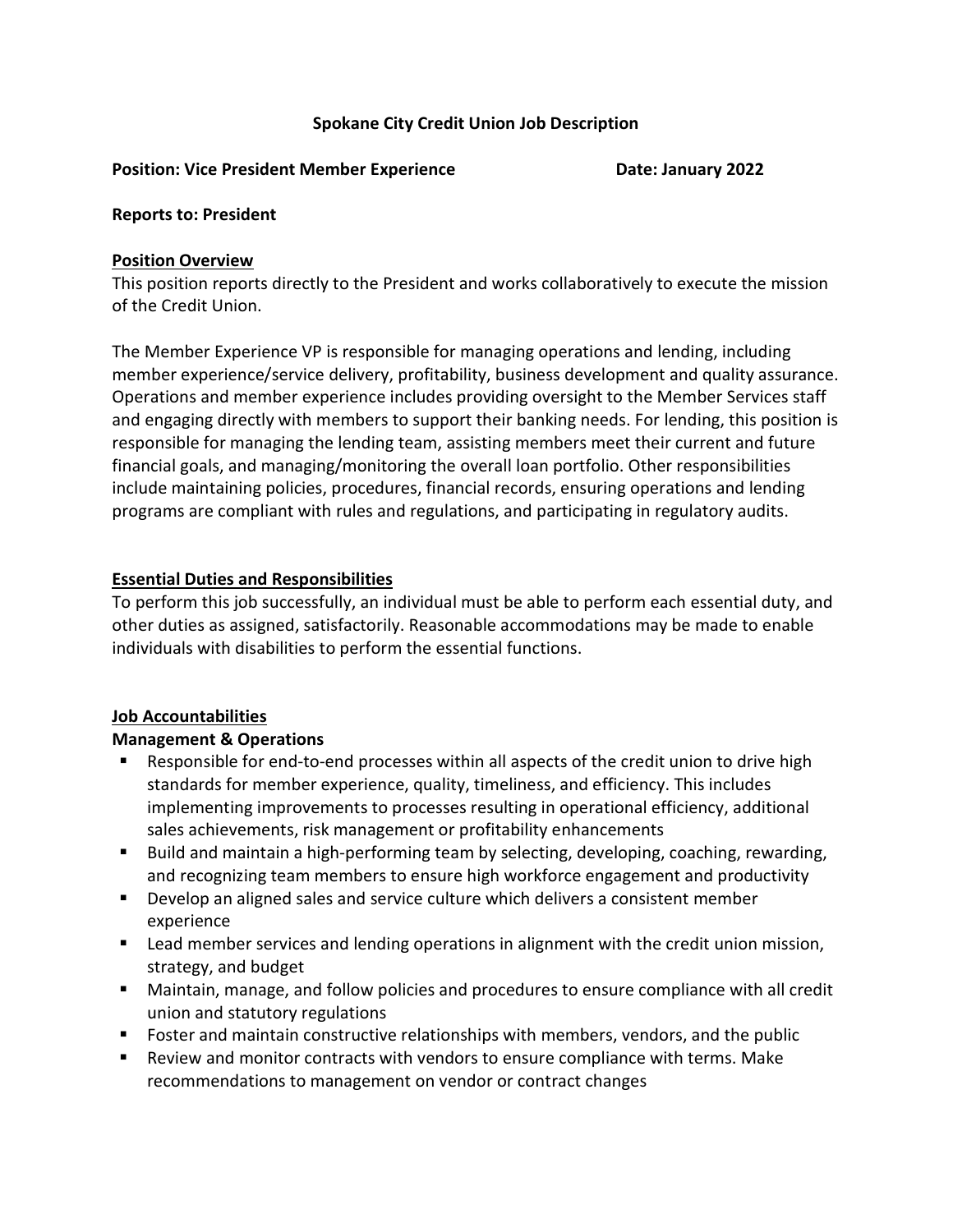# Spokane City Credit Union Job Description

**Position: Vice President Member Experience** **Date: January 2022**

**Reports to: President**

## Position Overview

This position reports directly to the President and works collaboratively to execute the mission of the Credit Union.

The Member Experience VP is responsible for managing operations and lending, including member experience/service delivery, profitability, business development and quality assurance. Operations and member experience includes providing oversight to the Member Services staff and engaging directly with members to support their banking needs. For lending, this position is responsible for managing the lending team, assisting members meet their current and future financial goals, and managing/monitoring the overall loan portfolio. Other responsibilities include maintaining policies, procedures, financial records, ensuring operations and lending programs are compliant with rules and regulations, and participating in regulatory audits.

## Essential Duties and Responsibilities

To perform this job successfully, an individual must be able to perform each essential duty, and other duties as assigned, satisfactorily. Reasonable accommodations may be made to enable individuals with disabilities to perform the essential functions.

## Job Accountabilities

### Management & Operations

- Responsible for end-to-end processes within all aspects of the credit union to drive high standards for member experience, quality, timeliness, and efficiency. This includes implementing improvements to processes resulting in operational efficiency, additional sales achievements, risk management or profitability enhancements
- Build and maintain a high-performing team by selecting, developing, coaching, rewarding, and recognizing team members to ensure high workforce engagement and productivity
- Develop an aligned sales and service culture which delivers a consistent member experience
- Lead member services and lending operations in alignment with the credit union mission, strategy, and budget
- Maintain, manage, and follow policies and procedures to ensure compliance with all credit union and statutory regulations
- Foster and maintain constructive relationships with members, vendors, and the public
- Review and monitor contracts with vendors to ensure compliance with terms. Make recommendations to management on vendor or contract changes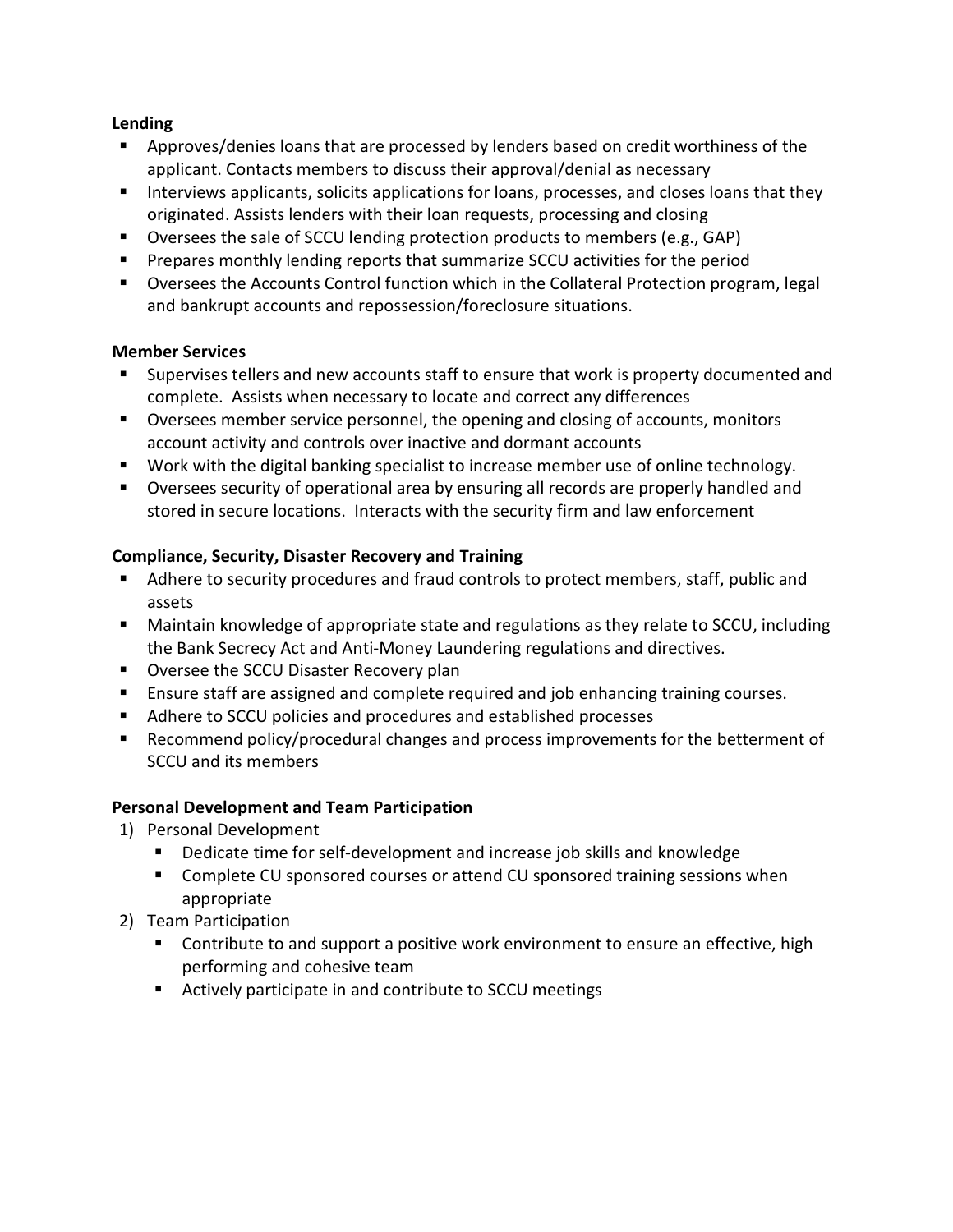**Lending**

- Approves/denies loans that are processed by lenders based on credit worthiness of the applicant. Contacts members to discuss their approval/denial as necessary
- Interviews applicants, solicits applications for loans, processes, and closes loans that they originated. Assists lenders with their loan requests, processing and closing
- Oversees the sale of SCCU lending protection products to members (e.g., GAP)
- Prepares monthly lending reports that summarize SCCU activities for the period
- Oversees the Accounts Control function which in the Collateral Protection program, legal and bankrupt accounts and repossession/foreclosure situations.

**Member Services**

- Supervises tellers and new accounts staff to ensure that work is property documented and complete. Assists when necessary to locate and correct any differences
- Oversees member service personnel, the opening and closing of accounts, monitors account activity and controls over inactive and dormant accounts
- Work with the digital banking specialist to increase member use of online technology.
- Oversees security of operational area by ensuring all records are properly handled and stored in secure locations. Interacts with the security firm and law enforcement

**Compliance, Security, Disaster Recovery and Training**

- Adhere to security procedures and fraud controls to protect members, staff, public and assets
- Maintain knowledge of appropriate state and regulations as they relate to SCCU, including the Bank Secrecy Act and Anti-Money Laundering regulations and directives.
- Oversee the SCCU Disaster Recovery plan
- Ensure staff are assigned and complete required and job enhancing training courses.
- Adhere to SCCU policies and procedures and established processes
- Recommend policy/procedural changes and process improvements for the betterment of SCCU and its members

**Personal Development and Team Participation**

1) Personal Development
   - Dedicate time for self-development and increase job skills and knowledge
   - Complete CU sponsored courses or attend CU sponsored training sessions when appropriate
2) Team Participation
   - Contribute to and support a positive work environment to ensure an effective, high performing and cohesive team
   - Actively participate in and contribute to SCCU meetings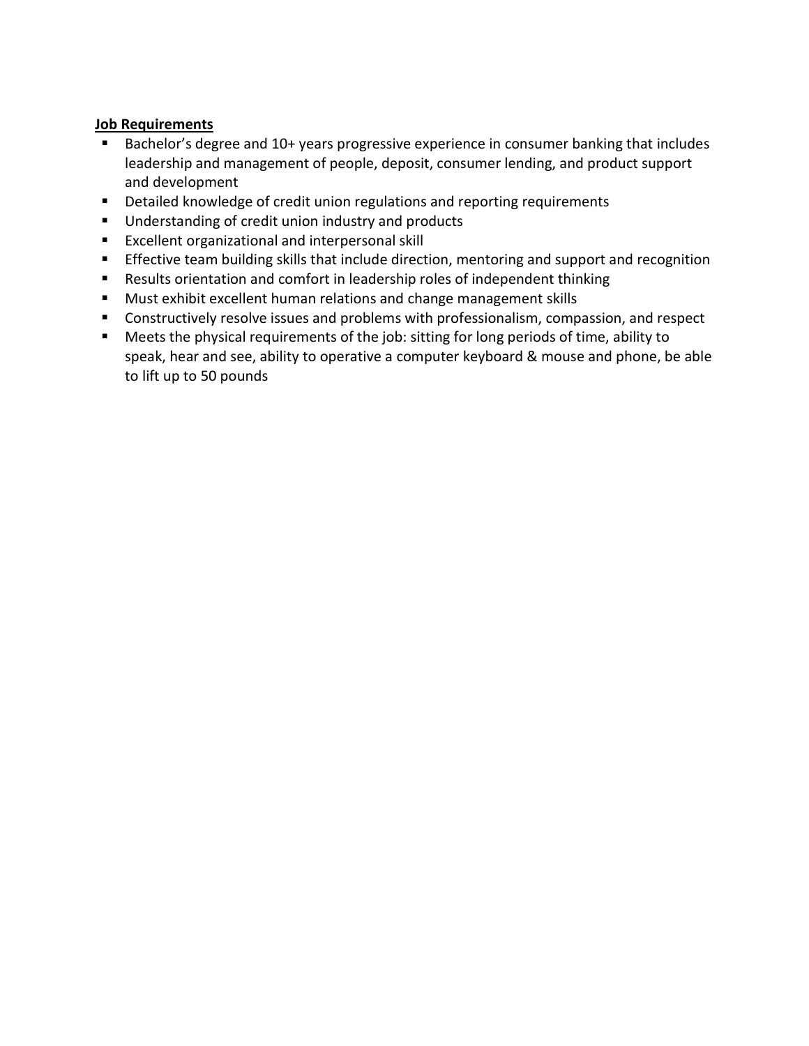**Job Requirements**

- Bachelor's degree and 10+ years progressive experience in consumer banking that includes leadership and management of people, deposit, consumer lending, and product support and development
- Detailed knowledge of credit union regulations and reporting requirements
- Understanding of credit union industry and products
- Excellent organizational and interpersonal skill
- Effective team building skills that include direction, mentoring and support and recognition
- Results orientation and comfort in leadership roles of independent thinking
- Must exhibit excellent human relations and change management skills
- Constructively resolve issues and problems with professionalism, compassion, and respect
- Meets the physical requirements of the job: sitting for long periods of time, ability to speak, hear and see, ability to operative a computer keyboard & mouse and phone, be able to lift up to 50 pounds